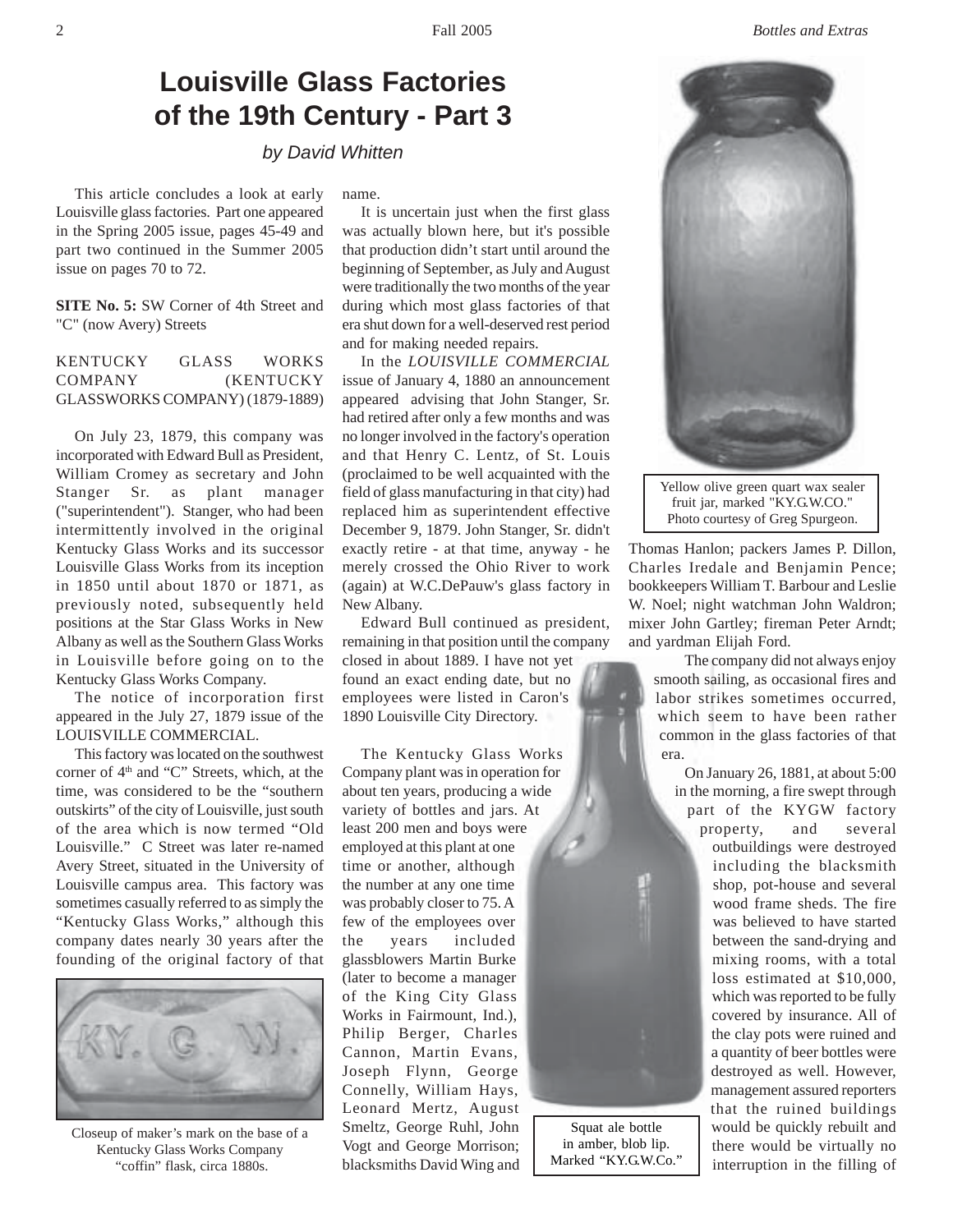# Louisville Glass Factories of the 19th Century - Part 3

*by David Whitten*

This article concludes a look at early Louisville glass factories. Part one appeared in the Spring 2005 issue, pages 45-49 and part two continued in the Summer 2005 issue on pages 70 to 72.

**SITE No. 5:** SW Corner of 4th Street and "C" (now Avery) Streets

KENTUCKY GLASS WORKS COMPANY (KENTUCKY GLASSWORKS COMPANY) (1879-1889)

On July 23, 1879, this company was incorporated with Edward Bull as President, William Cromey as secretary and John Stanger Sr. as plant manager ("superintendent"). Stanger, who had been intermittently involved in the original Kentucky Glass Works and its successor Louisville Glass Works from its inception in 1850 until about 1870 or 1871, as previously noted, subsequently held positions at the Star Glass Works in New Albany as well as the Southern Glass Works in Louisville before going on to the Kentucky Glass Works Company.

The notice of incorporation first appeared in the July 27, 1879 issue of the LOUISVILLE COMMERCIAL.

This factory was located on the southwest corner of 4th and "C" Streets, which, at the time, was considered to be the "southern outskirts" of the city of Louisville, just south of the area which is now termed "Old Louisville." C Street was later re-named Avery Street, situated in the University of Louisville campus area. This factory was sometimes casually referred to as simply the "Kentucky Glass Works," although this company dates nearly 30 years after the founding of the original factory of that name.

Closeup of maker's mark on the base of a Kentucky Glass Works Company "coffin" flask, circa 1880s.

It is uncertain just when the first glass was actually blown here, but it's possible that production didn't start until around the beginning of September, as July and August were traditionally the two months of the year during which most glass factories of that era shut down for a well-deserved rest period and for making needed repairs.

In the *LOUISVILLE COMMERCIAL* issue of January 4, 1880 an announcement appeared advising that John Stanger, Sr. had retired after only a few months and was no longer involved in the factory's operation and that Henry C. Lentz, of St. Louis (proclaimed to be well acquainted with the field of glass manufacturing in that city) had replaced him as superintendent effective December 9, 1879. John Stanger, Sr. didn't exactly retire - at that time, anyway - he merely crossed the Ohio River to work (again) at W.C.DePauw's glass factory in New Albany.

Edward Bull continued as president, remaining in that position until the company closed in about 1889. I have not yet found an exact ending date, but no employees were listed in Caron's 1890 Louisville City Directory.

The Kentucky Glass Works Company plant was in operation for about ten years, producing a wide variety of bottles and jars. At least 200 men and boys were employed at this plant at one time or another, although the number at any one time was probably closer to 75. A few of the employees over the years included glassblowers Martin Burke (later to become a manager of the King City Glass Works in Fairmount, Ind.), Philip Berger, Charles Cannon, Martin Evans, Joseph Flynn, George Connelly, William Hays, Leonard Mertz, August Smeltz, George Ruhl, John Vogt and George Morrison; blacksmiths David Wing and Thomas Hanlon; packers James P. Dillon, Charles Iredale and Benjamin Pence; bookkeepers William T. Barbour and Leslie W. Noel; night watchman John Waldron; mixer John Gartley; fireman Peter Arndt; and yardman Elijah Ford.

Squat ale bottle in amber, blob lip. Marked "KY.G.W.Co."

Yellow olive green quart wax sealer fruit jar, marked "KY.G.W.CO." Photo courtesy of Greg Spurgeon.

The company did not always enjoy smooth sailing, as occasional fires and labor strikes sometimes occurred, which seem to have been rather common in the glass factories of that era.

On January 26, 1881, at about 5:00 in the morning, a fire swept through part of the KYGW factory property, and several outbuildings were destroyed including the blacksmith shop, pot-house and several wood frame sheds. The fire was believed to have started between the sand-drying and mixing rooms, with a total loss estimated at $10,000, which was reported to be fully covered by insurance. All of the clay pots were ruined and a quantity of beer bottles were destroyed as well. However, management assured reporters that the ruined buildings would be quickly rebuilt and there would be virtually no interruption in the filling of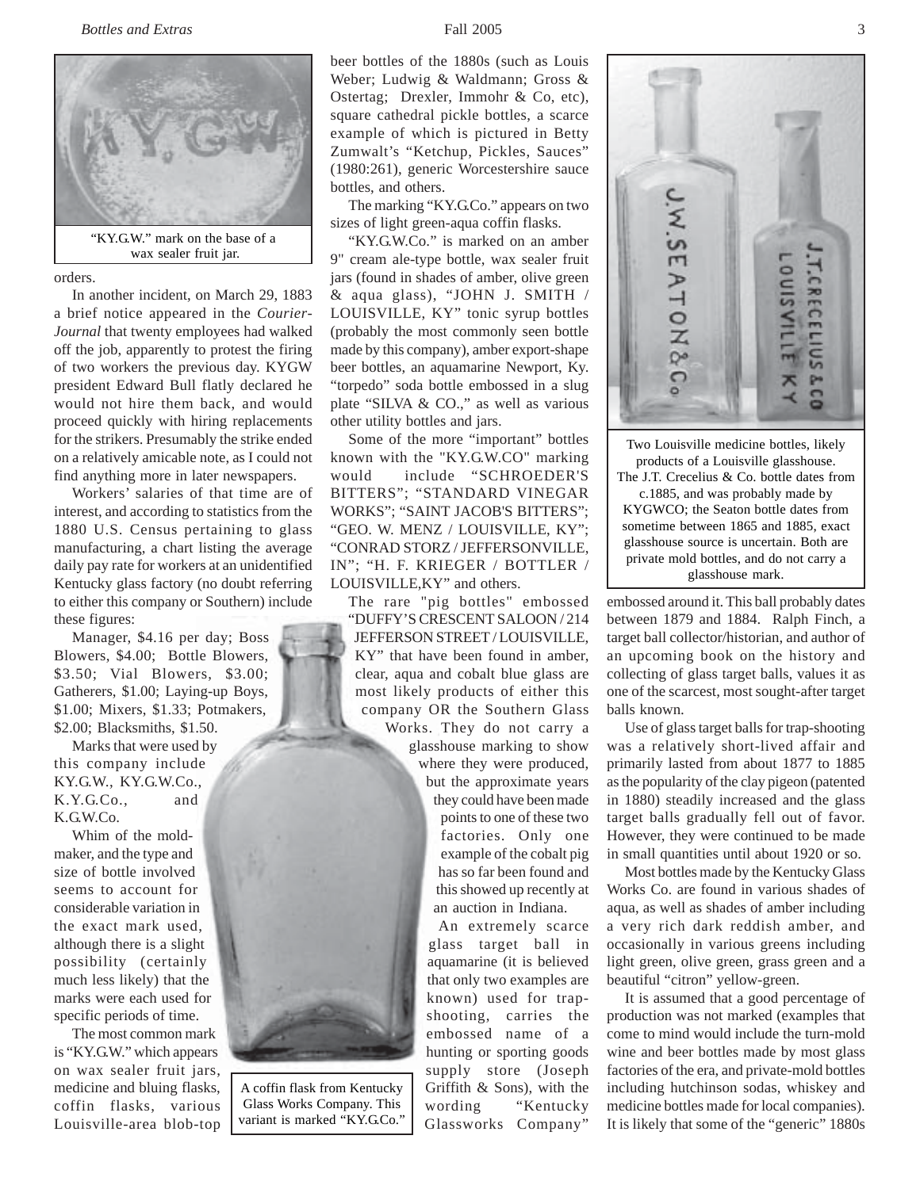"KY.G.W." mark on the base of a wax sealer fruit jar.

orders.

In another incident, on March 29, 1883 a brief notice appeared in the *Courier-Journal* that twenty employees had walked off the job, apparently to protest the firing of two workers the previous day. KYGW president Edward Bull flatly declared he would not hire them back, and would proceed quickly with hiring replacements for the strikers. Presumably the strike ended on a relatively amicable note, as I could not find anything more in later newspapers.

Workers' salaries of that time are of interest, and according to statistics from the 1880 U.S. Census pertaining to glass manufacturing, a chart listing the average daily pay rate for workers at an unidentified Kentucky glass factory (no doubt referring to either this company or Southern) include these figures:

Manager, $4.16 per day; Boss Blowers, $4.00; Bottle Blowers, $3.50; Vial Blowers, $3.00; Gatherers, $1.00; Laying-up Boys, $1.00; Mixers, $1.33; Potmakers, $2.00; Blacksmiths, $1.50.

Marks that were used by this company include KY.G.W., KY.G.W.Co., K.Y.G.Co., and K.G.W.Co.

Whim of the mold-maker, and the type and size of bottle involved seems to account for considerable variation in the exact mark used, although there is a slight possibility (certainly much less likely) that the marks were each used for specific periods of time.

The most common mark is "KY.G.W." which appears on wax sealer fruit jars, medicine and bluing flasks, coffin flasks, various Louisville-area blob-top beer bottles of the 1880s (such as Louis Weber; Ludwig & Waldmann; Gross & Ostertag; Drexler, Immohr & Co, etc), square cathedral pickle bottles, a scarce example of which is pictured in Betty Zumwalt's "Ketchup, Pickles, Sauces" (1980:261), generic Worcestershire sauce bottles, and others.

The marking "KY.G.Co." appears on two sizes of light green-aqua coffin flasks.

"KY.G.W.Co." is marked on an amber 9" cream ale-type bottle, wax sealer fruit jars (found in shades of amber, olive green & aqua glass), "JOHN J. SMITH / LOUISVILLE, KY" tonic syrup bottles (probably the most commonly seen bottle made by this company), amber export-shape beer bottles, an aquamarine Newport, Ky. "torpedo" soda bottle embossed in a slug plate "SILVA & CO.," as well as various other utility bottles and jars.

Some of the more "important" bottles known with the "KY.G.W.CO" marking would include "SCHROEDER'S BITTERS"; "STANDARD VINEGAR WORKS"; "SAINT JACOB'S BITTERS"; "GEO. W. MENZ / LOUISVILLE, KY"; "CONRAD STORZ / JEFFERSONVILLE, IN"; "H. F. KRIEGER / BOTTLER / LOUISVILLE,KY" and others.

The rare "pig bottles" embossed "DUFFY'S CRESCENT SALOON / 214 JEFFERSON STREET / LOUISVILLE, KY" that have been found in amber, clear, aqua and cobalt blue glass are most likely products of either this company OR the Southern Glass Works. They do not carry a glasshouse marking to show where they were produced, but the approximate years they could have been made points to one of these two factories. Only one example of the cobalt pig has so far been found and this showed up recently at an auction in Indiana.

A coffin flask from Kentucky Glass Works Company. This variant is marked "KY.G.Co."

An extremely scarce glass target ball in aquamarine (it is believed that only two examples are known) used for trap-shooting, carries the embossed name of a hunting or sporting goods supply store (Joseph Griffith & Sons), with the wording "Kentucky Glassworks Company" embossed around it. This ball probably dates between 1879 and 1884. Ralph Finch, a target ball collector/historian, and author of an upcoming book on the history and collecting of glass target balls, values it as one of the scarcest, most sought-after target balls known.

Two Louisville medicine bottles, likely products of a Louisville glasshouse. The J.T. Crecelius & Co. bottle dates from c.1885, and was probably made by KYGWCO; the Seaton bottle dates from sometime between 1865 and 1885, exact glasshouse source is uncertain. Both are private mold bottles, and do not carry a glasshouse mark.

Use of glass target balls for trap-shooting was a relatively short-lived affair and primarily lasted from about 1877 to 1885 as the popularity of the clay pigeon (patented in 1880) steadily increased and the glass target balls gradually fell out of favor. However, they were continued to be made in small quantities until about 1920 or so.

Most bottles made by the Kentucky Glass Works Co. are found in various shades of aqua, as well as shades of amber including a very rich dark reddish amber, and occasionally in various greens including light green, olive green, grass green and a beautiful "citron" yellow-green.

It is assumed that a good percentage of production was not marked (examples that come to mind would include the turn-mold wine and beer bottles made by most glass factories of the era, and private-mold bottles including hutchinson sodas, whiskey and medicine bottles made for local companies). It is likely that some of the "generic" 1880s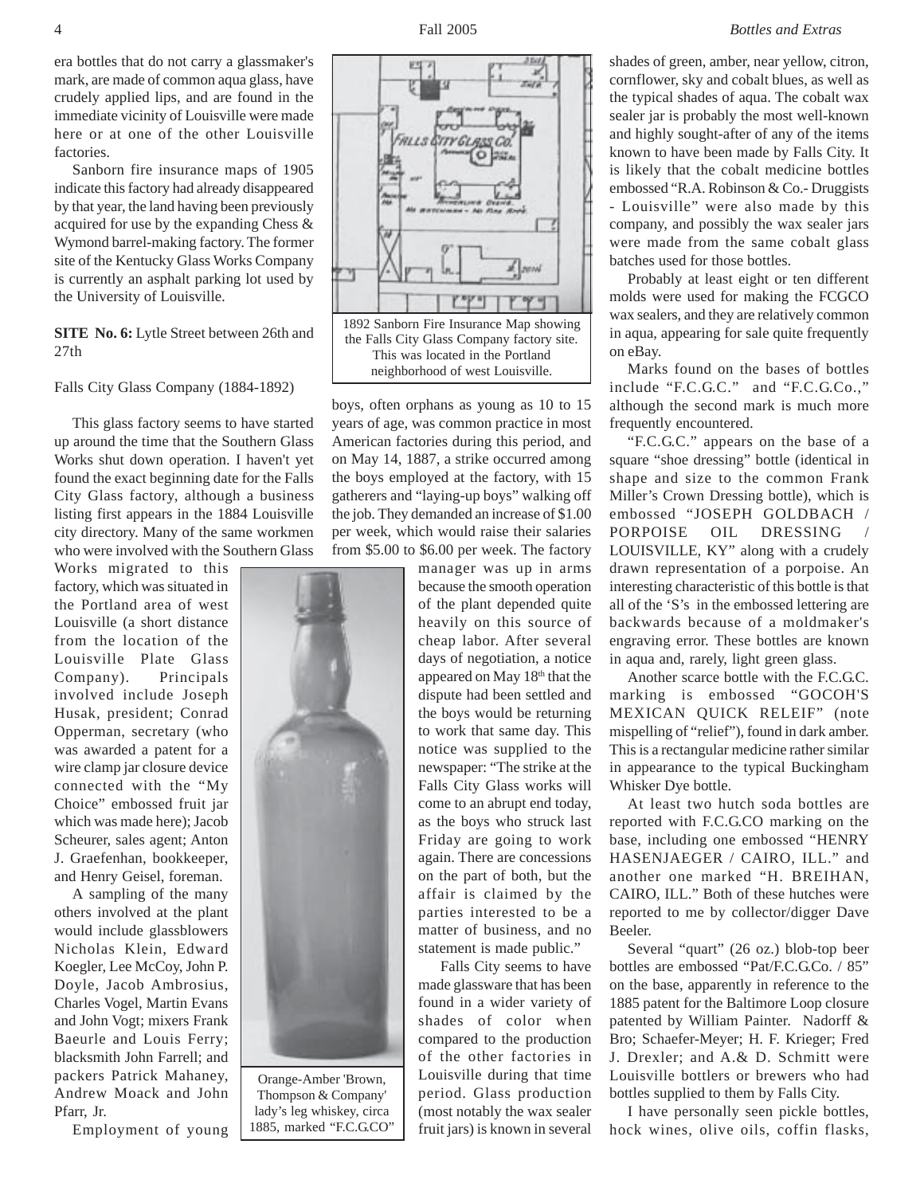era bottles that do not carry a glassmaker's mark, are made of common aqua glass, have crudely applied lips, and are found in the immediate vicinity of Louisville were made here or at one of the other Louisville factories.

Sanborn fire insurance maps of 1905 indicate this factory had already disappeared by that year, the land having been previously acquired for use by the expanding Chess & Wymond barrel-making factory. The former site of the Kentucky Glass Works Company is currently an asphalt parking lot used by the University of Louisville.

**SITE No. 6:** Lytle Street between 26th and 27th

Falls City Glass Company (1884-1892)

This glass factory seems to have started up around the time that the Southern Glass Works shut down operation. I haven't yet found the exact beginning date for the Falls City Glass factory, although a business listing first appears in the 1884 Louisville city directory. Many of the same workmen who were involved with the Southern Glass Works migrated to this factory, which was situated in the Portland area of west Louisville (a short distance from the location of the Louisville Plate Glass Company). Principals involved include Joseph Husak, president; Conrad Opperman, secretary (who was awarded a patent for a wire clamp jar closure device connected with the "My Choice" embossed fruit jar which was made here); Jacob Scheurer, sales agent; Anton J. Graefenhan, bookkeeper, and Henry Geisel, foreman.

A sampling of the many others involved at the plant would include glassblowers Nicholas Klein, Edward Koegler, Lee McCoy, John P. Doyle, Jacob Ambrosius, Charles Vogel, Martin Evans and John Vogt; mixers Frank Baeurle and Louis Ferry; blacksmith John Farrell; and packers Patrick Mahaney, Andrew Moack and John Pfarr, Jr.

Orange-Amber 'Brown, Thompson & Company' lady's leg whiskey, circa 1885, marked "F.C.G.CO"

1892 Sanborn Fire Insurance Map showing the Falls City Glass Company factory site. This was located in the Portland neighborhood of west Louisville.

Employment of young boys, often orphans as young as 10 to 15 years of age, was common practice in most American factories during this period, and on May 14, 1887, a strike occurred among the boys employed at the factory, with 15 gatherers and "laying-up boys" walking off the job. They demanded an increase of $1.00 per week, which would raise their salaries from $5.00 to $6.00 per week. The factory manager was up in arms because the smooth operation of the plant depended quite heavily on this source of cheap labor. After several days of negotiation, a notice appeared on May 18th that the dispute had been settled and the boys would be returning to work that same day. This notice was supplied to the newspaper: "The strike at the Falls City Glass works will come to an abrupt end today, as the boys who struck last Friday are going to work again. There are concessions on the part of both, but the affair is claimed by the parties interested to be a matter of business, and no statement is made public."

Falls City seems to have made glassware that has been found in a wider variety of shades of color when compared to the production of the other factories in Louisville during that time period. Glass production (most notably the wax sealer fruit jars) is known in several shades of green, amber, near yellow, citron, cornflower, sky and cobalt blues, as well as the typical shades of aqua. The cobalt wax sealer jar is probably the most well-known and highly sought-after of any of the items known to have been made by Falls City. It is likely that the cobalt medicine bottles embossed "R.A. Robinson & Co.- Druggists - Louisville" were also made by this company, and possibly the wax sealer jars were made from the same cobalt glass batches used for those bottles.

Probably at least eight or ten different molds were used for making the FCGCO wax sealers, and they are relatively common in aqua, appearing for sale quite frequently on eBay.

Marks found on the bases of bottles include "F.C.G.C." and "F.C.G.Co.," although the second mark is much more frequently encountered.

"F.C.G.C." appears on the base of a square "shoe dressing" bottle (identical in shape and size to the common Frank Miller's Crown Dressing bottle), which is embossed "JOSEPH GOLDBACH / PORPOISE OIL DRESSING / LOUISVILLE, KY" along with a crudely drawn representation of a porpoise. An interesting characteristic of this bottle is that all of the 'S's in the embossed lettering are backwards because of a moldmaker's engraving error. These bottles are known in aqua and, rarely, light green glass.

Another scarce bottle with the F.C.G.C. marking is embossed "GOCOH'S MEXICAN QUICK RELEIF" (note mispelling of "relief"), found in dark amber. This is a rectangular medicine rather similar in appearance to the typical Buckingham Whisker Dye bottle.

At least two hutch soda bottles are reported with F.C.G.CO marking on the base, including one embossed "HENRY HASENJAEGER / CAIRO, ILL." and another one marked "H. BREIHAN, CAIRO, ILL." Both of these hutches were reported to me by collector/digger Dave Beeler.

Several "quart" (26 oz.) blob-top beer bottles are embossed "Pat/F.C.G.Co. / 85" on the base, apparently in reference to the 1885 patent for the Baltimore Loop closure patented by William Painter. Nadorff & Bro; Schaefer-Meyer; H. F. Krieger; Fred J. Drexler; and A.& D. Schmitt were Louisville bottlers or brewers who had bottles supplied to them by Falls City.

I have personally seen pickle bottles, hock wines, olive oils, coffin flasks,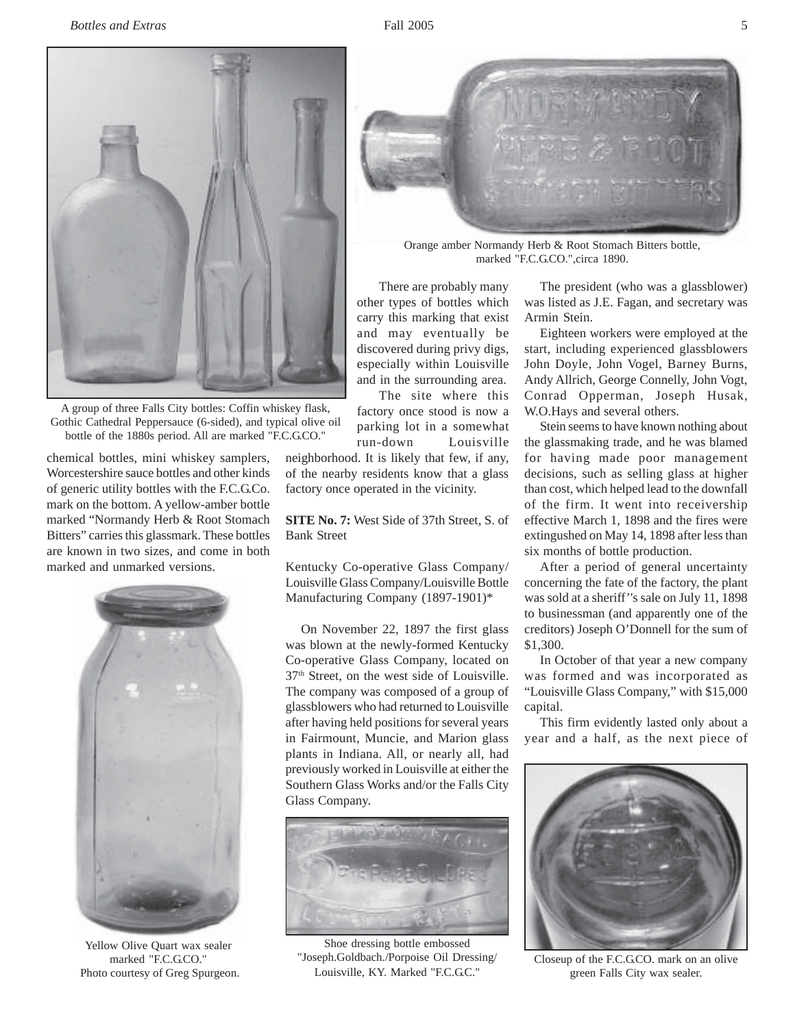A group of three Falls City bottles: Coffin whiskey flask, Gothic Cathedral Peppersauce (6-sided), and typical olive oil bottle of the 1880s period. All are marked "F.C.G.CO."

Orange amber Normandy Herb & Root Stomach Bitters bottle, marked "F.C.G.CO.",circa 1890.

chemical bottles, mini whiskey samplers, Worcestershire sauce bottles and other kinds of generic utility bottles with the F.C.G.Co. mark on the bottom. A yellow-amber bottle marked "Normandy Herb & Root Stomach Bitters" carries this glassmark. These bottles are known in two sizes, and come in both marked and unmarked versions.

Yellow Olive Quart wax sealer marked "F.C.G.CO." Photo courtesy of Greg Spurgeon.

There are probably many other types of bottles which carry this marking that exist and may eventually be discovered during privy digs, especially within Louisville and in the surrounding area.

The site where this factory once stood is now a parking lot in a somewhat run-down Louisville neighborhood. It is likely that few, if any, of the nearby residents know that a glass factory once operated in the vicinity.

**SITE No. 7:** West Side of 37th Street, S. of Bank Street

Kentucky Co-operative Glass Company/ Louisville Glass Company/Louisville Bottle Manufacturing Company (1897-1901)*

On November 22, 1897 the first glass was blown at the newly-formed Kentucky Co-operative Glass Company, located on 37th Street, on the west side of Louisville. The company was composed of a group of glassblowers who had returned to Louisville after having held positions for several years in Fairmount, Muncie, and Marion glass plants in Indiana. All, or nearly all, had previously worked in Louisville at either the Southern Glass Works and/or the Falls City Glass Company.

Shoe dressing bottle embossed "Joseph.Goldbach./Porpoise Oil Dressing/ Louisville, KY. Marked "F.C.G.C."

The president (who was a glassblower) was listed as J.E. Fagan, and secretary was Armin Stein.

Eighteen workers were employed at the start, including experienced glassblowers John Doyle, John Vogel, Barney Burns, Andy Allrich, George Connelly, John Vogt, Conrad Opperman, Joseph Husak, W.O.Hays and several others.

Stein seems to have known nothing about the glassmaking trade, and he was blamed for having made poor management decisions, such as selling glass at higher than cost, which helped lead to the downfall of the firm. It went into receivership effective March 1, 1898 and the fires were extingushed on May 14, 1898 after less than six months of bottle production.

After a period of general uncertainty concerning the fate of the factory, the plant was sold at a sheriff''s sale on July 11, 1898 to businessman (and apparently one of the creditors) Joseph O'Donnell for the sum of $1,300.

In October of that year a new company was formed and was incorporated as "Louisville Glass Company," with $15,000 capital.

This firm evidently lasted only about a year and a half, as the next piece of

Closeup of the F.C.G.CO. mark on an olive green Falls City wax sealer.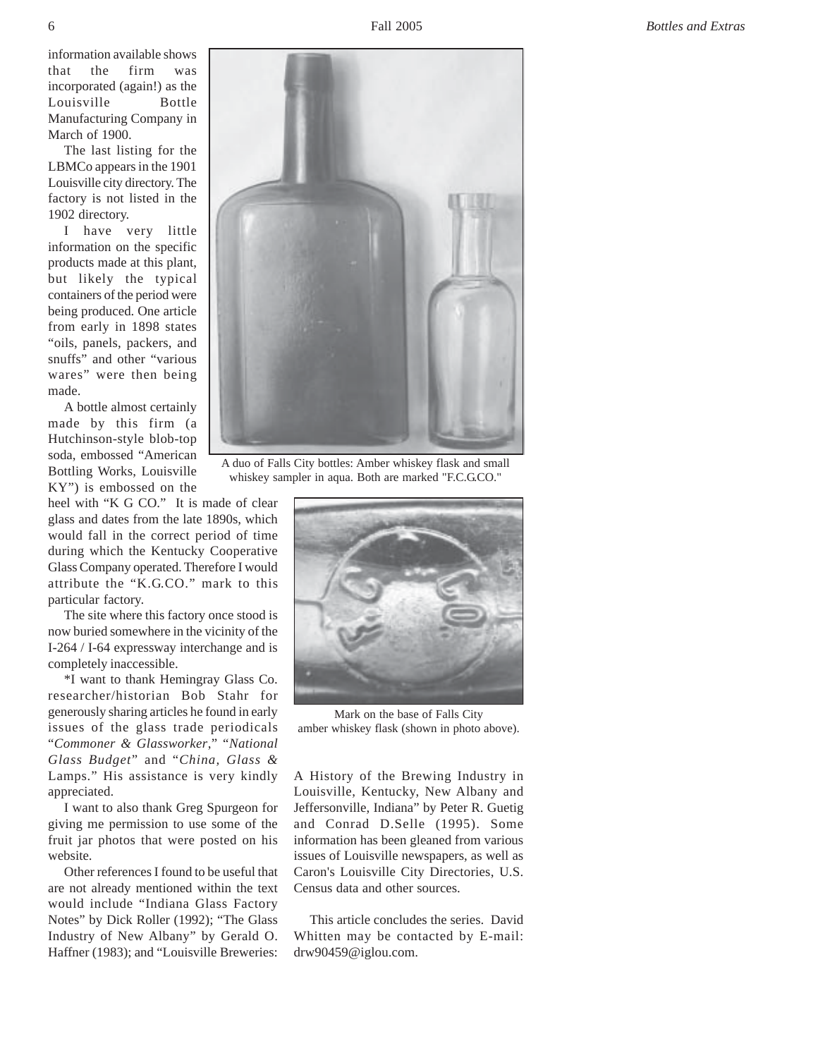information available shows that the firm was incorporated (again!) as the Louisville Bottle Manufacturing Company in March of 1900.

The last listing for the LBMCo appears in the 1901 Louisville city directory. The factory is not listed in the 1902 directory.

I have very little information on the specific products made at this plant, but likely the typical containers of the period were being produced. One article from early in 1898 states "oils, panels, packers, and snuffs" and other "various wares" were then being made.

A bottle almost certainly made by this firm (a Hutchinson-style blob-top soda, embossed "American Bottling Works, Louisville KY") is embossed on the heel with "K G CO." It is made of clear glass and dates from the late 1890s, which would fall in the correct period of time during which the Kentucky Cooperative Glass Company operated. Therefore I would attribute the "K.G.CO." mark to this particular factory.

The site where this factory once stood is now buried somewhere in the vicinity of the I-264 / I-64 expressway interchange and is completely inaccessible.

*I want to thank Hemingray Glass Co. researcher/historian Bob Stahr for generously sharing articles he found in early issues of the glass trade periodicals "*Commoner & Glassworker*," "*National Glass Budget*" and "*China, Glass &* Lamps." His assistance is very kindly appreciated.

I want to also thank Greg Spurgeon for giving me permission to use some of the fruit jar photos that were posted on his website.

Other references I found to be useful that are not already mentioned within the text would include "Indiana Glass Factory Notes" by Dick Roller (1992); "The Glass Industry of New Albany" by Gerald O. Haffner (1983); and "Louisville Breweries: A History of the Brewing Industry in Louisville, Kentucky, New Albany and Jeffersonville, Indiana" by Peter R. Guetig and Conrad D.Selle (1995). Some information has been gleaned from various issues of Louisville newspapers, as well as Caron's Louisville City Directories, U.S. Census data and other sources.

A duo of Falls City bottles: Amber whiskey flask and small whiskey sampler in aqua. Both are marked "F.C.G.CO."

Mark on the base of Falls City amber whiskey flask (shown in photo above).

This article concludes the series. David Whitten may be contacted by E-mail: drw90459@iglou.com.